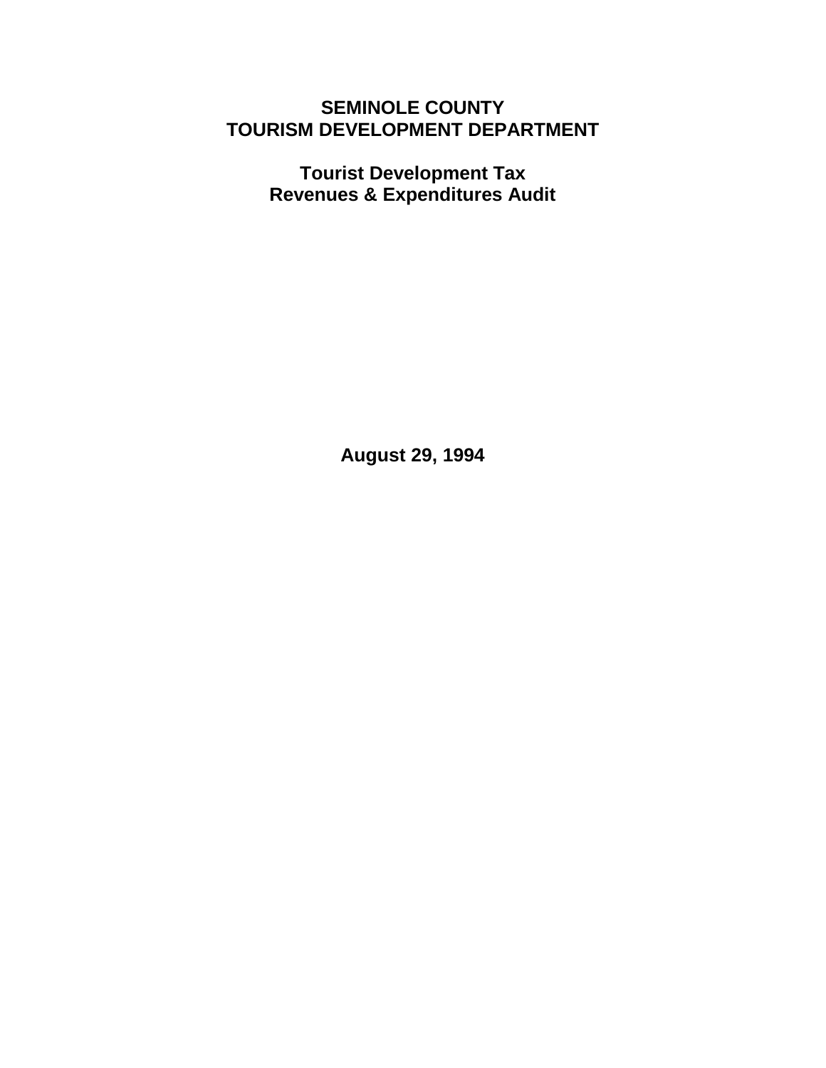# SEMINOLE COUNTY
# TOURISM DEVELOPMENT DEPARTMENT

## Tourist Development Tax
## Revenues & Expenditures Audit

**August 29, 1994**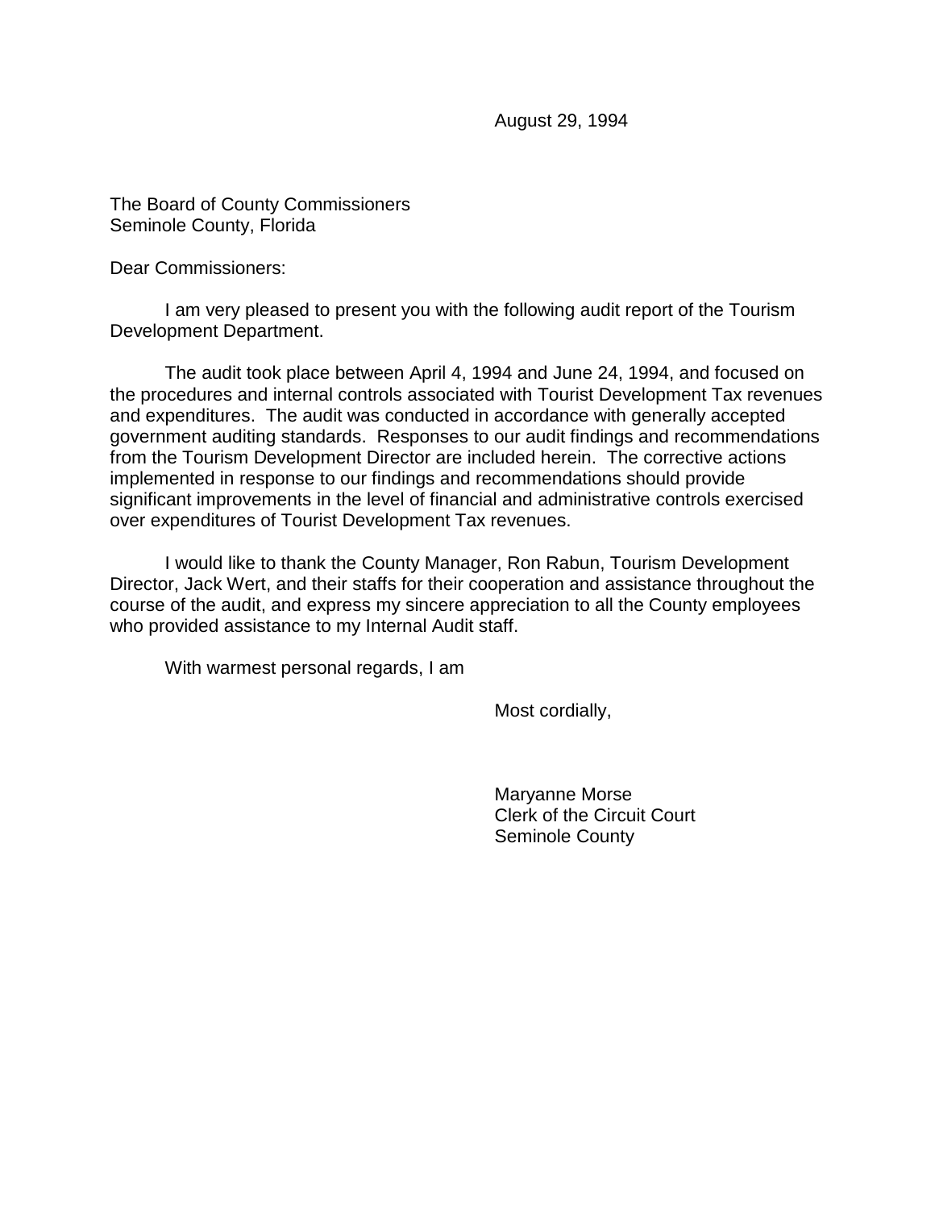August 29, 1994

The Board of County Commissioners
Seminole County, Florida

Dear Commissioners:

I am very pleased to present you with the following audit report of the Tourism Development Department.

The audit took place between April 4, 1994 and June 24, 1994, and focused on the procedures and internal controls associated with Tourist Development Tax revenues and expenditures. The audit was conducted in accordance with generally accepted government auditing standards. Responses to our audit findings and recommendations from the Tourism Development Director are included herein. The corrective actions implemented in response to our findings and recommendations should provide significant improvements in the level of financial and administrative controls exercised over expenditures of Tourist Development Tax revenues.

I would like to thank the County Manager, Ron Rabun, Tourism Development Director, Jack Wert, and their staffs for their cooperation and assistance throughout the course of the audit, and express my sincere appreciation to all the County employees who provided assistance to my Internal Audit staff.

With warmest personal regards, I am

Most cordially,

Maryanne Morse
Clerk of the Circuit Court
Seminole County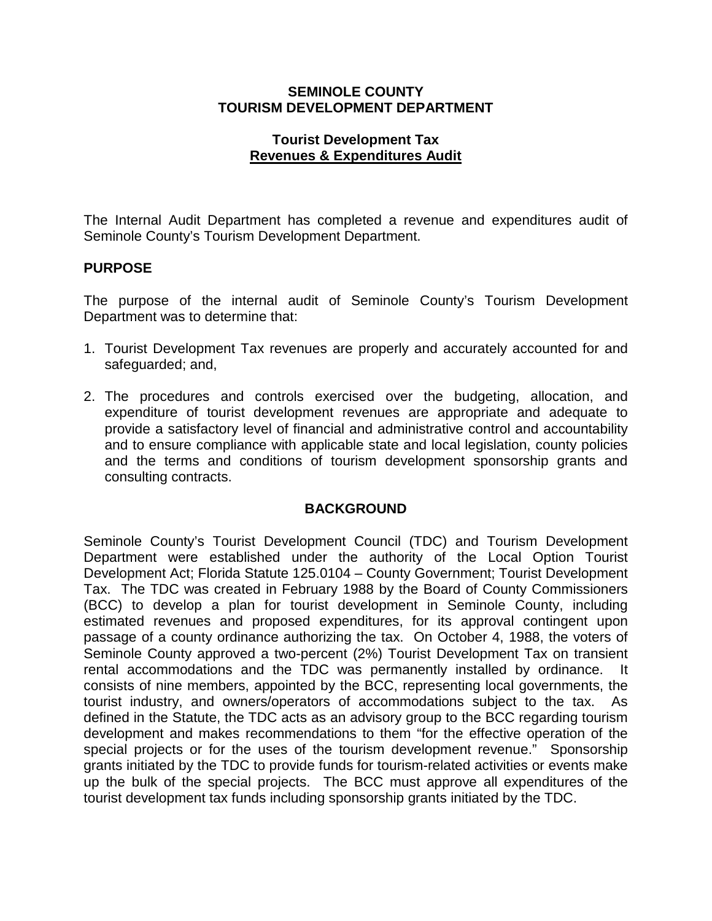**SEMINOLE COUNTY**
**TOURISM DEVELOPMENT DEPARTMENT**

**Tourist Development Tax**
**Revenues & Expenditures Audit**

The Internal Audit Department has completed a revenue and expenditures audit of Seminole County's Tourism Development Department.

## PURPOSE

The purpose of the internal audit of Seminole County's Tourism Development Department was to determine that:

1. Tourist Development Tax revenues are properly and accurately accounted for and safeguarded; and,

2. The procedures and controls exercised over the budgeting, allocation, and expenditure of tourist development revenues are appropriate and adequate to provide a satisfactory level of financial and administrative control and accountability and to ensure compliance with applicable state and local legislation, county policies and the terms and conditions of tourism development sponsorship grants and consulting contracts.

## BACKGROUND

Seminole County's Tourist Development Council (TDC) and Tourism Development Department were established under the authority of the Local Option Tourist Development Act; Florida Statute 125.0104 – County Government; Tourist Development Tax. The TDC was created in February 1988 by the Board of County Commissioners (BCC) to develop a plan for tourist development in Seminole County, including estimated revenues and proposed expenditures, for its approval contingent upon passage of a county ordinance authorizing the tax. On October 4, 1988, the voters of Seminole County approved a two-percent (2%) Tourist Development Tax on transient rental accommodations and the TDC was permanently installed by ordinance. It consists of nine members, appointed by the BCC, representing local governments, the tourist industry, and owners/operators of accommodations subject to the tax. As defined in the Statute, the TDC acts as an advisory group to the BCC regarding tourism development and makes recommendations to them "for the effective operation of the special projects or for the uses of the tourism development revenue." Sponsorship grants initiated by the TDC to provide funds for tourism-related activities or events make up the bulk of the special projects. The BCC must approve all expenditures of the tourist development tax funds including sponsorship grants initiated by the TDC.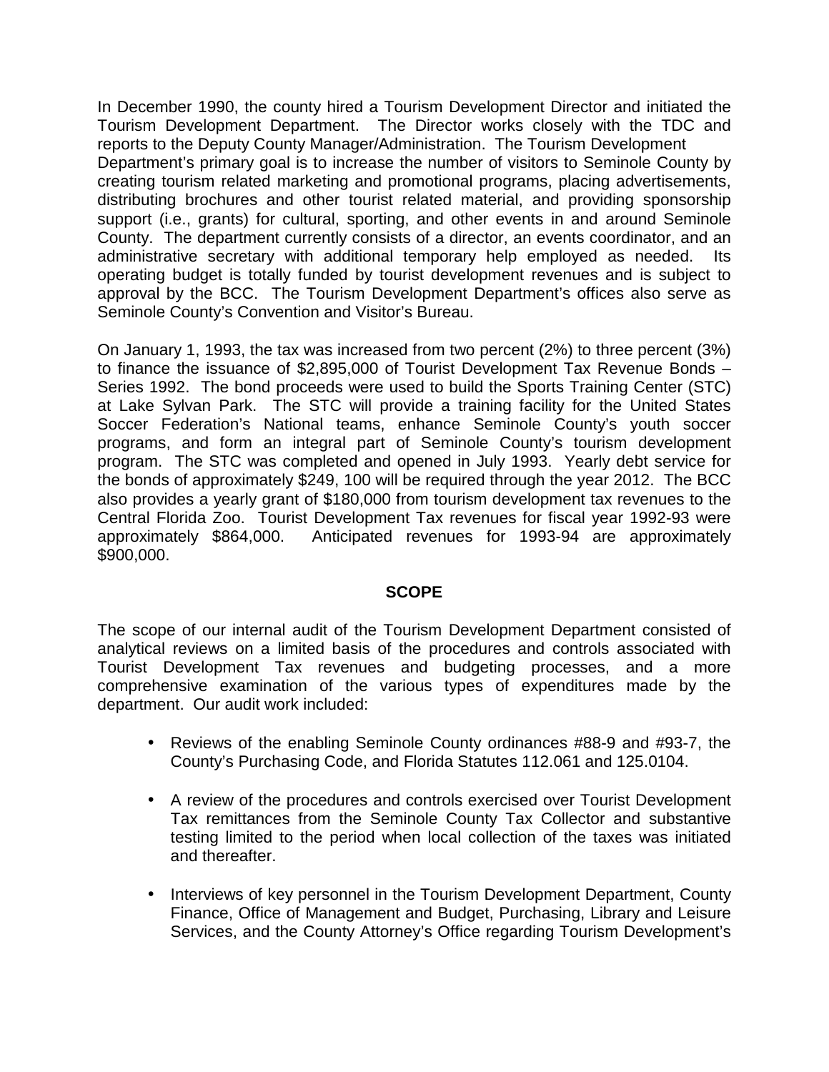In December 1990, the county hired a Tourism Development Director and initiated the Tourism Development Department. The Director works closely with the TDC and reports to the Deputy County Manager/Administration. The Tourism Development Department's primary goal is to increase the number of visitors to Seminole County by creating tourism related marketing and promotional programs, placing advertisements, distributing brochures and other tourist related material, and providing sponsorship support (i.e., grants) for cultural, sporting, and other events in and around Seminole County. The department currently consists of a director, an events coordinator, and an administrative secretary with additional temporary help employed as needed. Its operating budget is totally funded by tourist development revenues and is subject to approval by the BCC. The Tourism Development Department's offices also serve as Seminole County's Convention and Visitor's Bureau.

On January 1, 1993, the tax was increased from two percent (2%) to three percent (3%) to finance the issuance of $2,895,000 of Tourist Development Tax Revenue Bonds – Series 1992. The bond proceeds were used to build the Sports Training Center (STC) at Lake Sylvan Park. The STC will provide a training facility for the United States Soccer Federation's National teams, enhance Seminole County's youth soccer programs, and form an integral part of Seminole County's tourism development program. The STC was completed and opened in July 1993. Yearly debt service for the bonds of approximately $249, 100 will be required through the year 2012. The BCC also provides a yearly grant of $180,000 from tourism development tax revenues to the Central Florida Zoo. Tourist Development Tax revenues for fiscal year 1992-93 were approximately $864,000. Anticipated revenues for 1993-94 are approximately $900,000.

## SCOPE

The scope of our internal audit of the Tourism Development Department consisted of analytical reviews on a limited basis of the procedures and controls associated with Tourist Development Tax revenues and budgeting processes, and a more comprehensive examination of the various types of expenditures made by the department. Our audit work included:

- Reviews of the enabling Seminole County ordinances #88-9 and #93-7, the County's Purchasing Code, and Florida Statutes 112.061 and 125.0104.

- A review of the procedures and controls exercised over Tourist Development Tax remittances from the Seminole County Tax Collector and substantive testing limited to the period when local collection of the taxes was initiated and thereafter.

- Interviews of key personnel in the Tourism Development Department, County Finance, Office of Management and Budget, Purchasing, Library and Leisure Services, and the County Attorney's Office regarding Tourism Development's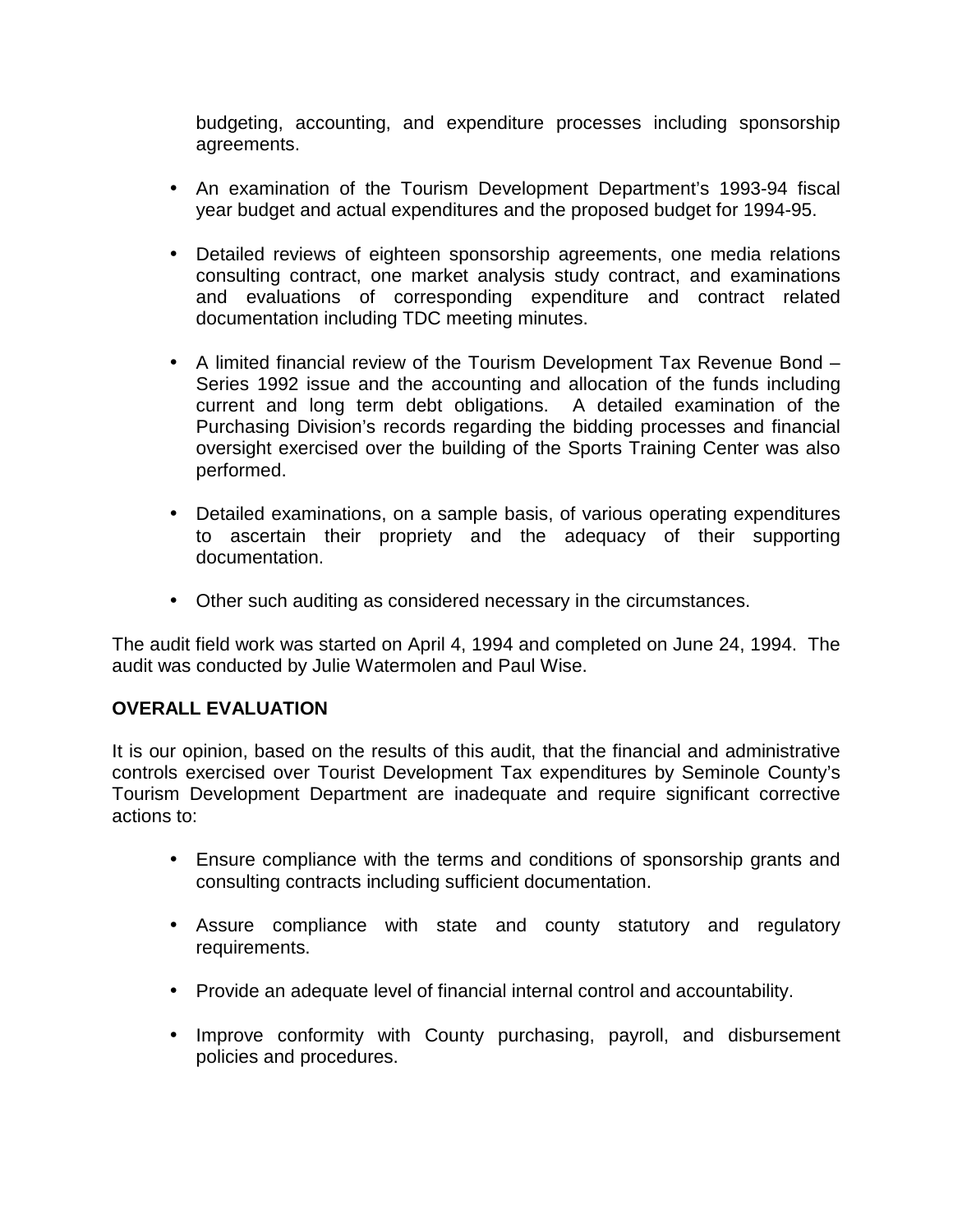budgeting, accounting, and expenditure processes including sponsorship agreements.

- An examination of the Tourism Development Department's 1993-94 fiscal year budget and actual expenditures and the proposed budget for 1994-95.
- Detailed reviews of eighteen sponsorship agreements, one media relations consulting contract, one market analysis study contract, and examinations and evaluations of corresponding expenditure and contract related documentation including TDC meeting minutes.
- A limited financial review of the Tourism Development Tax Revenue Bond – Series 1992 issue and the accounting and allocation of the funds including current and long term debt obligations. A detailed examination of the Purchasing Division's records regarding the bidding processes and financial oversight exercised over the building of the Sports Training Center was also performed.
- Detailed examinations, on a sample basis, of various operating expenditures to ascertain their propriety and the adequacy of their supporting documentation.
- Other such auditing as considered necessary in the circumstances.

The audit field work was started on April 4, 1994 and completed on June 24, 1994. The audit was conducted by Julie Watermolen and Paul Wise.

**OVERALL EVALUATION**

It is our opinion, based on the results of this audit, that the financial and administrative controls exercised over Tourist Development Tax expenditures by Seminole County's Tourism Development Department are inadequate and require significant corrective actions to:

- Ensure compliance with the terms and conditions of sponsorship grants and consulting contracts including sufficient documentation.
- Assure compliance with state and county statutory and regulatory requirements.
- Provide an adequate level of financial internal control and accountability.
- Improve conformity with County purchasing, payroll, and disbursement policies and procedures.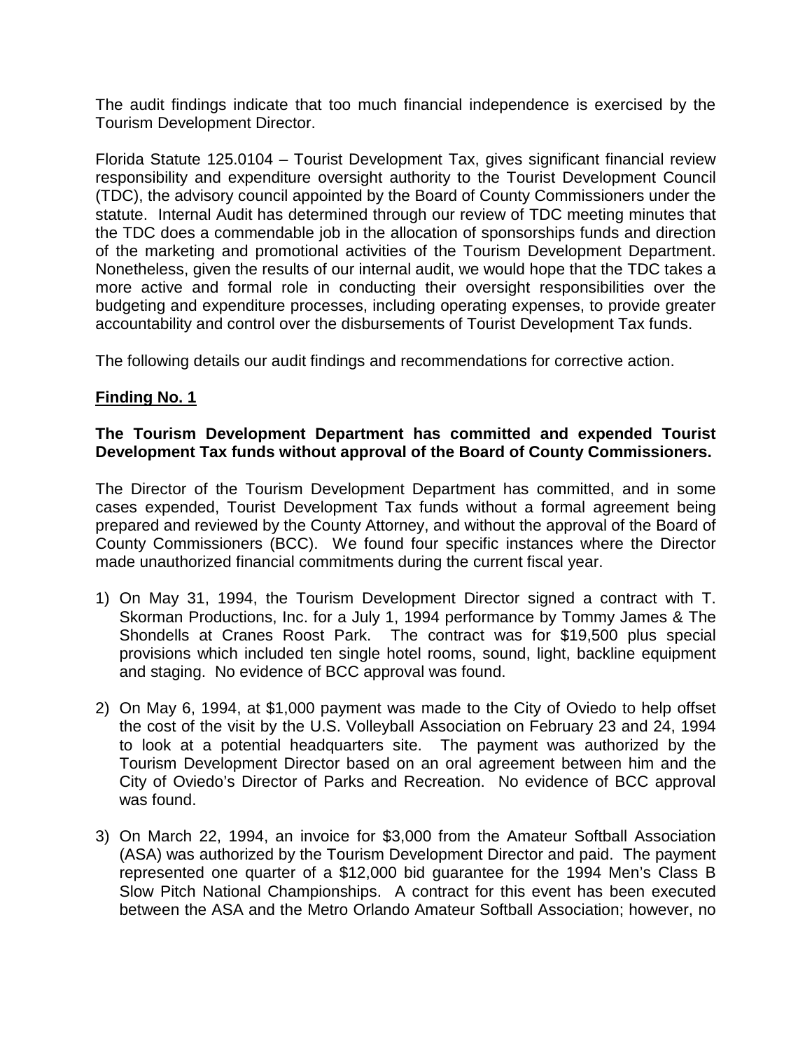The audit findings indicate that too much financial independence is exercised by the Tourism Development Director.

Florida Statute 125.0104 – Tourist Development Tax, gives significant financial review responsibility and expenditure oversight authority to the Tourist Development Council (TDC), the advisory council appointed by the Board of County Commissioners under the statute. Internal Audit has determined through our review of TDC meeting minutes that the TDC does a commendable job in the allocation of sponsorships funds and direction of the marketing and promotional activities of the Tourism Development Department. Nonetheless, given the results of our internal audit, we would hope that the TDC takes a more active and formal role in conducting their oversight responsibilities over the budgeting and expenditure processes, including operating expenses, to provide greater accountability and control over the disbursements of Tourist Development Tax funds.

The following details our audit findings and recommendations for corrective action.

**Finding No. 1**

**The Tourism Development Department has committed and expended Tourist Development Tax funds without approval of the Board of County Commissioners.**

The Director of the Tourism Development Department has committed, and in some cases expended, Tourist Development Tax funds without a formal agreement being prepared and reviewed by the County Attorney, and without the approval of the Board of County Commissioners (BCC). We found four specific instances where the Director made unauthorized financial commitments during the current fiscal year.

1) On May 31, 1994, the Tourism Development Director signed a contract with T. Skorman Productions, Inc. for a July 1, 1994 performance by Tommy James & The Shondells at Cranes Roost Park. The contract was for $19,500 plus special provisions which included ten single hotel rooms, sound, light, backline equipment and staging. No evidence of BCC approval was found.

2) On May 6, 1994, at $1,000 payment was made to the City of Oviedo to help offset the cost of the visit by the U.S. Volleyball Association on February 23 and 24, 1994 to look at a potential headquarters site. The payment was authorized by the Tourism Development Director based on an oral agreement between him and the City of Oviedo's Director of Parks and Recreation. No evidence of BCC approval was found.

3) On March 22, 1994, an invoice for $3,000 from the Amateur Softball Association (ASA) was authorized by the Tourism Development Director and paid. The payment represented one quarter of a $12,000 bid guarantee for the 1994 Men's Class B Slow Pitch National Championships. A contract for this event has been executed between the ASA and the Metro Orlando Amateur Softball Association; however, no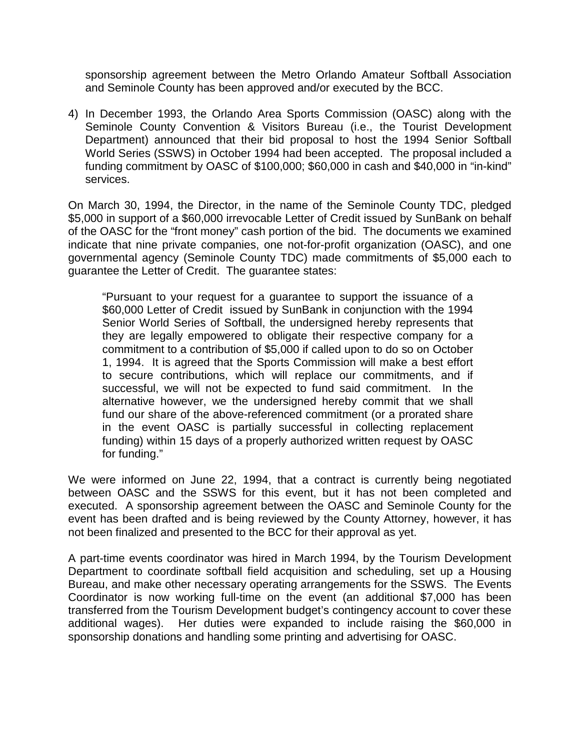sponsorship agreement between the Metro Orlando Amateur Softball Association and Seminole County has been approved and/or executed by the BCC.

4) In December 1993, the Orlando Area Sports Commission (OASC) along with the Seminole County Convention & Visitors Bureau (i.e., the Tourist Development Department) announced that their bid proposal to host the 1994 Senior Softball World Series (SSWS) in October 1994 had been accepted. The proposal included a funding commitment by OASC of $100,000; $60,000 in cash and $40,000 in "in-kind" services.

On March 30, 1994, the Director, in the name of the Seminole County TDC, pledged $5,000 in support of a $60,000 irrevocable Letter of Credit issued by SunBank on behalf of the OASC for the "front money" cash portion of the bid. The documents we examined indicate that nine private companies, one not-for-profit organization (OASC), and one governmental agency (Seminole County TDC) made commitments of $5,000 each to guarantee the Letter of Credit. The guarantee states:

> "Pursuant to your request for a guarantee to support the issuance of a $60,000 Letter of Credit issued by SunBank in conjunction with the 1994 Senior World Series of Softball, the undersigned hereby represents that they are legally empowered to obligate their respective company for a commitment to a contribution of $5,000 if called upon to do so on October 1, 1994. It is agreed that the Sports Commission will make a best effort to secure contributions, which will replace our commitments, and if successful, we will not be expected to fund said commitment. In the alternative however, we the undersigned hereby commit that we shall fund our share of the above-referenced commitment (or a prorated share in the event OASC is partially successful in collecting replacement funding) within 15 days of a properly authorized written request by OASC for funding."

We were informed on June 22, 1994, that a contract is currently being negotiated between OASC and the SSWS for this event, but it has not been completed and executed. A sponsorship agreement between the OASC and Seminole County for the event has been drafted and is being reviewed by the County Attorney, however, it has not been finalized and presented to the BCC for their approval as yet.

A part-time events coordinator was hired in March 1994, by the Tourism Development Department to coordinate softball field acquisition and scheduling, set up a Housing Bureau, and make other necessary operating arrangements for the SSWS. The Events Coordinator is now working full-time on the event (an additional $7,000 has been transferred from the Tourism Development budget's contingency account to cover these additional wages). Her duties were expanded to include raising the $60,000 in sponsorship donations and handling some printing and advertising for OASC.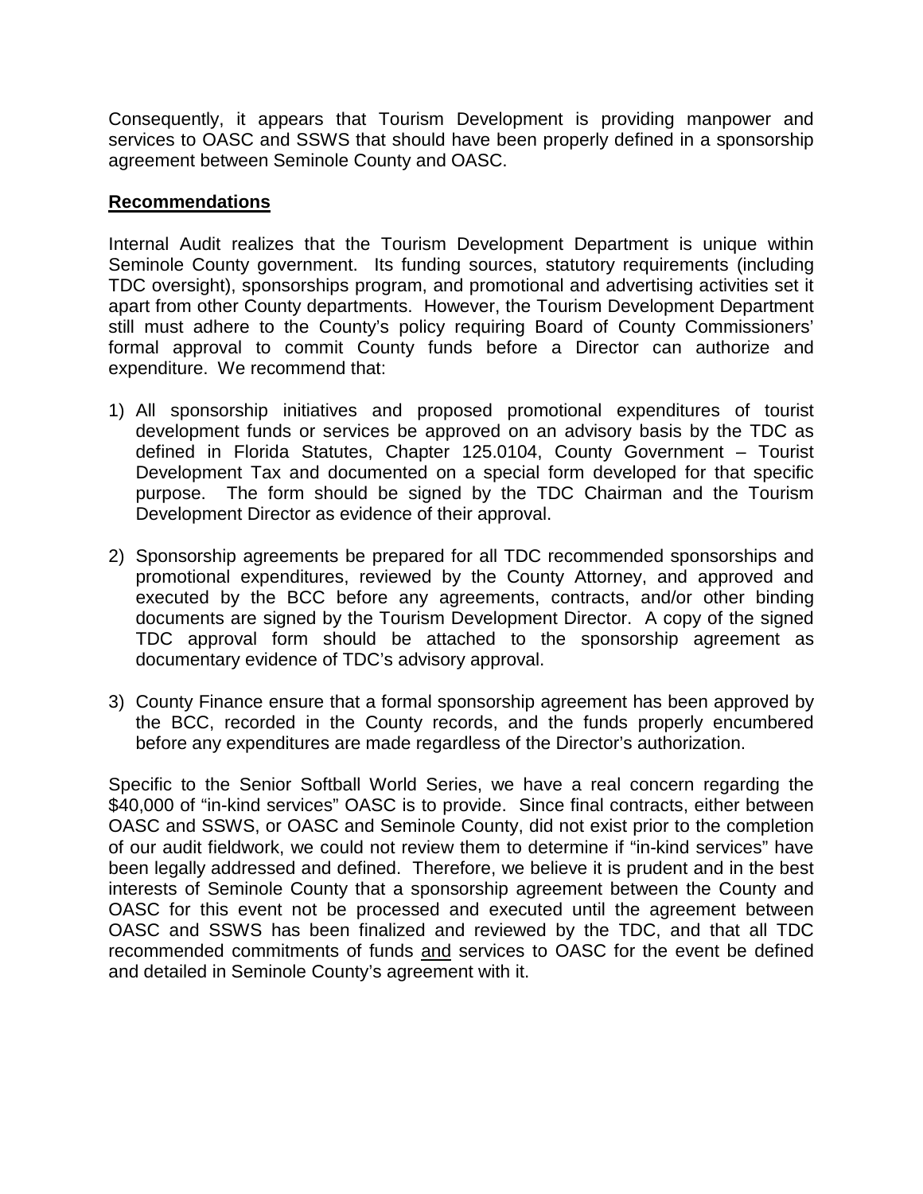Consequently, it appears that Tourism Development is providing manpower and services to OASC and SSWS that should have been properly defined in a sponsorship agreement between Seminole County and OASC.

## **Recommendations**

Internal Audit realizes that the Tourism Development Department is unique within Seminole County government. Its funding sources, statutory requirements (including TDC oversight), sponsorships program, and promotional and advertising activities set it apart from other County departments. However, the Tourism Development Department still must adhere to the County's policy requiring Board of County Commissioners' formal approval to commit County funds before a Director can authorize and expenditure. We recommend that:

1) All sponsorship initiatives and proposed promotional expenditures of tourist development funds or services be approved on an advisory basis by the TDC as defined in Florida Statutes, Chapter 125.0104, County Government – Tourist Development Tax and documented on a special form developed for that specific purpose. The form should be signed by the TDC Chairman and the Tourism Development Director as evidence of their approval.

2) Sponsorship agreements be prepared for all TDC recommended sponsorships and promotional expenditures, reviewed by the County Attorney, and approved and executed by the BCC before any agreements, contracts, and/or other binding documents are signed by the Tourism Development Director. A copy of the signed TDC approval form should be attached to the sponsorship agreement as documentary evidence of TDC's advisory approval.

3) County Finance ensure that a formal sponsorship agreement has been approved by the BCC, recorded in the County records, and the funds properly encumbered before any expenditures are made regardless of the Director's authorization.

Specific to the Senior Softball World Series, we have a real concern regarding the $40,000 of "in-kind services" OASC is to provide. Since final contracts, either between OASC and SSWS, or OASC and Seminole County, did not exist prior to the completion of our audit fieldwork, we could not review them to determine if "in-kind services" have been legally addressed and defined. Therefore, we believe it is prudent and in the best interests of Seminole County that a sponsorship agreement between the County and OASC for this event not be processed and executed until the agreement between OASC and SSWS has been finalized and reviewed by the TDC, and that all TDC recommended commitments of funds <u>and</u> services to OASC for the event be defined and detailed in Seminole County's agreement with it.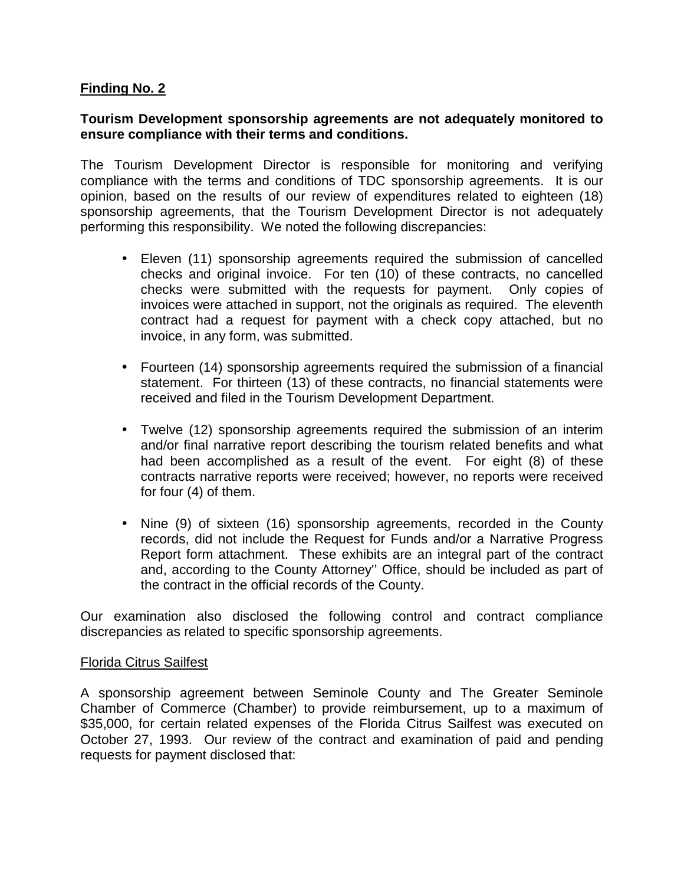**Finding No. 2**

**Tourism Development sponsorship agreements are not adequately monitored to ensure compliance with their terms and conditions.**

The Tourism Development Director is responsible for monitoring and verifying compliance with the terms and conditions of TDC sponsorship agreements. It is our opinion, based on the results of our review of expenditures related to eighteen (18) sponsorship agreements, that the Tourism Development Director is not adequately performing this responsibility. We noted the following discrepancies:

- Eleven (11) sponsorship agreements required the submission of cancelled checks and original invoice. For ten (10) of these contracts, no cancelled checks were submitted with the requests for payment. Only copies of invoices were attached in support, not the originals as required. The eleventh contract had a request for payment with a check copy attached, but no invoice, in any form, was submitted.

- Fourteen (14) sponsorship agreements required the submission of a financial statement. For thirteen (13) of these contracts, no financial statements were received and filed in the Tourism Development Department.

- Twelve (12) sponsorship agreements required the submission of an interim and/or final narrative report describing the tourism related benefits and what had been accomplished as a result of the event. For eight (8) of these contracts narrative reports were received; however, no reports were received for four (4) of them.

- Nine (9) of sixteen (16) sponsorship agreements, recorded in the County records, did not include the Request for Funds and/or a Narrative Progress Report form attachment. These exhibits are an integral part of the contract and, according to the County Attorney'' Office, should be included as part of the contract in the official records of the County.

Our examination also disclosed the following control and contract compliance discrepancies as related to specific sponsorship agreements.

Florida Citrus Sailfest

A sponsorship agreement between Seminole County and The Greater Seminole Chamber of Commerce (Chamber) to provide reimbursement, up to a maximum of $35,000, for certain related expenses of the Florida Citrus Sailfest was executed on October 27, 1993. Our review of the contract and examination of paid and pending requests for payment disclosed that: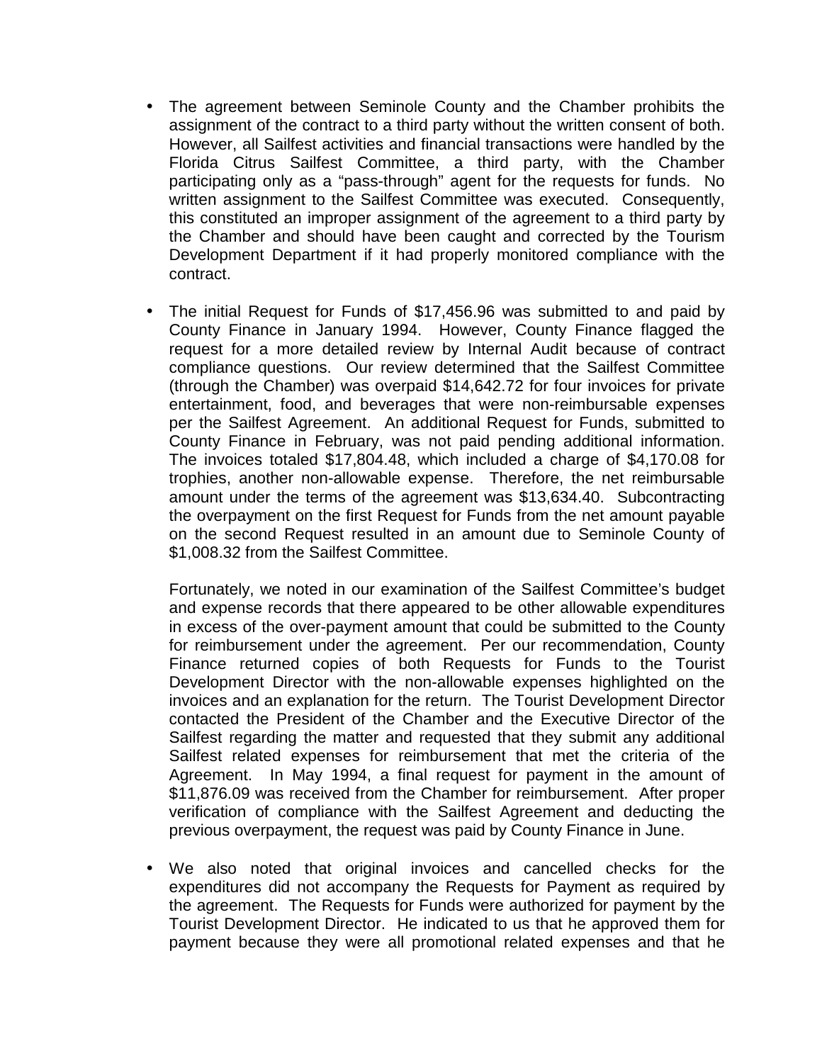- The agreement between Seminole County and the Chamber prohibits the assignment of the contract to a third party without the written consent of both. However, all Sailfest activities and financial transactions were handled by the Florida Citrus Sailfest Committee, a third party, with the Chamber participating only as a "pass-through" agent for the requests for funds. No written assignment to the Sailfest Committee was executed. Consequently, this constituted an improper assignment of the agreement to a third party by the Chamber and should have been caught and corrected by the Tourism Development Department if it had properly monitored compliance with the contract.

- The initial Request for Funds of $17,456.96 was submitted to and paid by County Finance in January 1994. However, County Finance flagged the request for a more detailed review by Internal Audit because of contract compliance questions. Our review determined that the Sailfest Committee (through the Chamber) was overpaid $14,642.72 for four invoices for private entertainment, food, and beverages that were non-reimbursable expenses per the Sailfest Agreement. An additional Request for Funds, submitted to County Finance in February, was not paid pending additional information. The invoices totaled $17,804.48, which included a charge of $4,170.08 for trophies, another non-allowable expense. Therefore, the net reimbursable amount under the terms of the agreement was $13,634.40. Subcontracting the overpayment on the first Request for Funds from the net amount payable on the second Request resulted in an amount due to Seminole County of $1,008.32 from the Sailfest Committee.

  Fortunately, we noted in our examination of the Sailfest Committee's budget and expense records that there appeared to be other allowable expenditures in excess of the over-payment amount that could be submitted to the County for reimbursement under the agreement. Per our recommendation, County Finance returned copies of both Requests for Funds to the Tourist Development Director with the non-allowable expenses highlighted on the invoices and an explanation for the return. The Tourist Development Director contacted the President of the Chamber and the Executive Director of the Sailfest regarding the matter and requested that they submit any additional Sailfest related expenses for reimbursement that met the criteria of the Agreement. In May 1994, a final request for payment in the amount of $11,876.09 was received from the Chamber for reimbursement. After proper verification of compliance with the Sailfest Agreement and deducting the previous overpayment, the request was paid by County Finance in June.

- We also noted that original invoices and cancelled checks for the expenditures did not accompany the Requests for Payment as required by the agreement. The Requests for Funds were authorized for payment by the Tourist Development Director. He indicated to us that he approved them for payment because they were all promotional related expenses and that he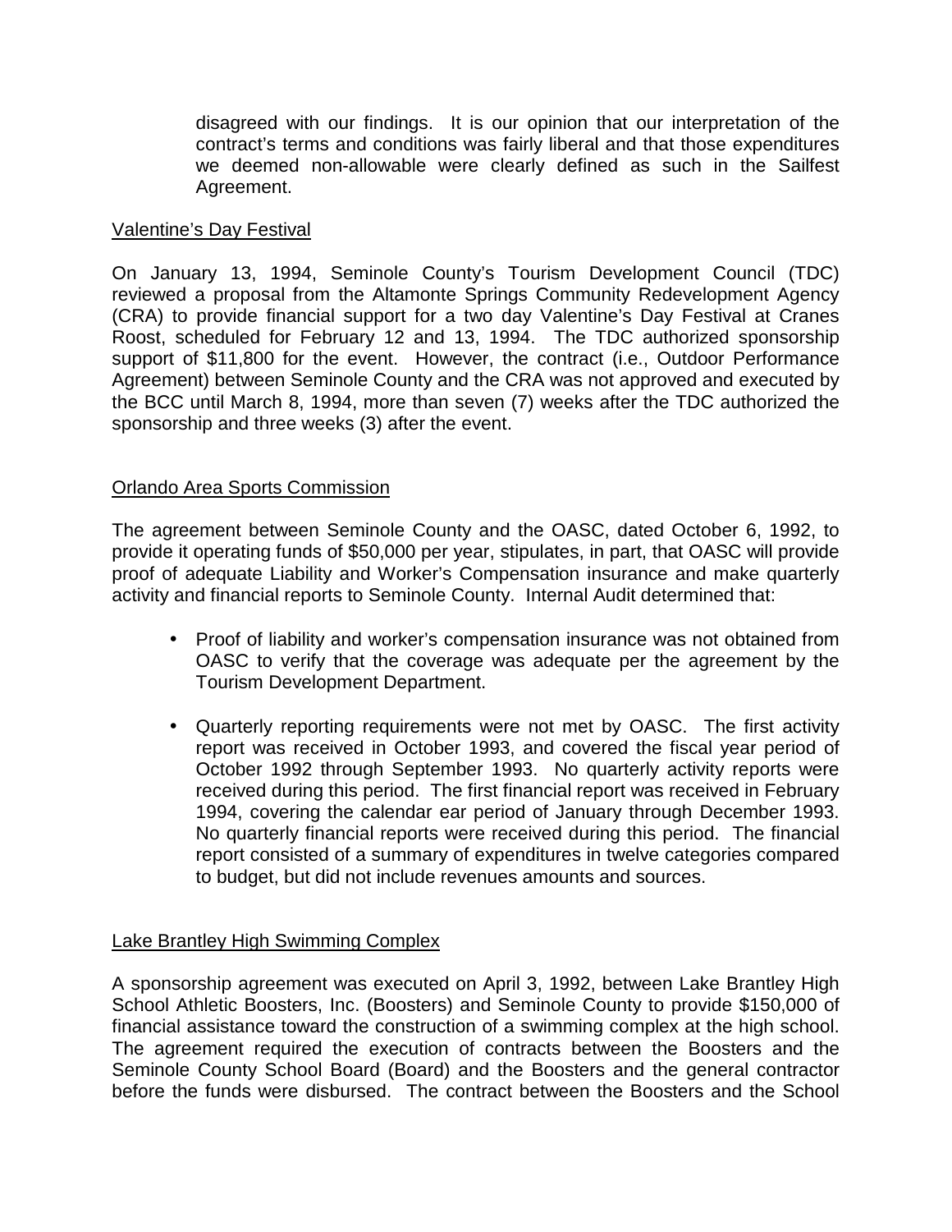disagreed with our findings. It is our opinion that our interpretation of the contract's terms and conditions was fairly liberal and that those expenditures we deemed non-allowable were clearly defined as such in the Sailfest Agreement.

Valentine's Day Festival

On January 13, 1994, Seminole County's Tourism Development Council (TDC) reviewed a proposal from the Altamonte Springs Community Redevelopment Agency (CRA) to provide financial support for a two day Valentine's Day Festival at Cranes Roost, scheduled for February 12 and 13, 1994. The TDC authorized sponsorship support of $11,800 for the event. However, the contract (i.e., Outdoor Performance Agreement) between Seminole County and the CRA was not approved and executed by the BCC until March 8, 1994, more than seven (7) weeks after the TDC authorized the sponsorship and three weeks (3) after the event.

Orlando Area Sports Commission

The agreement between Seminole County and the OASC, dated October 6, 1992, to provide it operating funds of $50,000 per year, stipulates, in part, that OASC will provide proof of adequate Liability and Worker's Compensation insurance and make quarterly activity and financial reports to Seminole County. Internal Audit determined that:

- Proof of liability and worker's compensation insurance was not obtained from OASC to verify that the coverage was adequate per the agreement by the Tourism Development Department.
- Quarterly reporting requirements were not met by OASC. The first activity report was received in October 1993, and covered the fiscal year period of October 1992 through September 1993. No quarterly activity reports were received during this period. The first financial report was received in February 1994, covering the calendar ear period of January through December 1993. No quarterly financial reports were received during this period. The financial report consisted of a summary of expenditures in twelve categories compared to budget, but did not include revenues amounts and sources.

Lake Brantley High Swimming Complex

A sponsorship agreement was executed on April 3, 1992, between Lake Brantley High School Athletic Boosters, Inc. (Boosters) and Seminole County to provide $150,000 of financial assistance toward the construction of a swimming complex at the high school. The agreement required the execution of contracts between the Boosters and the Seminole County School Board (Board) and the Boosters and the general contractor before the funds were disbursed. The contract between the Boosters and the School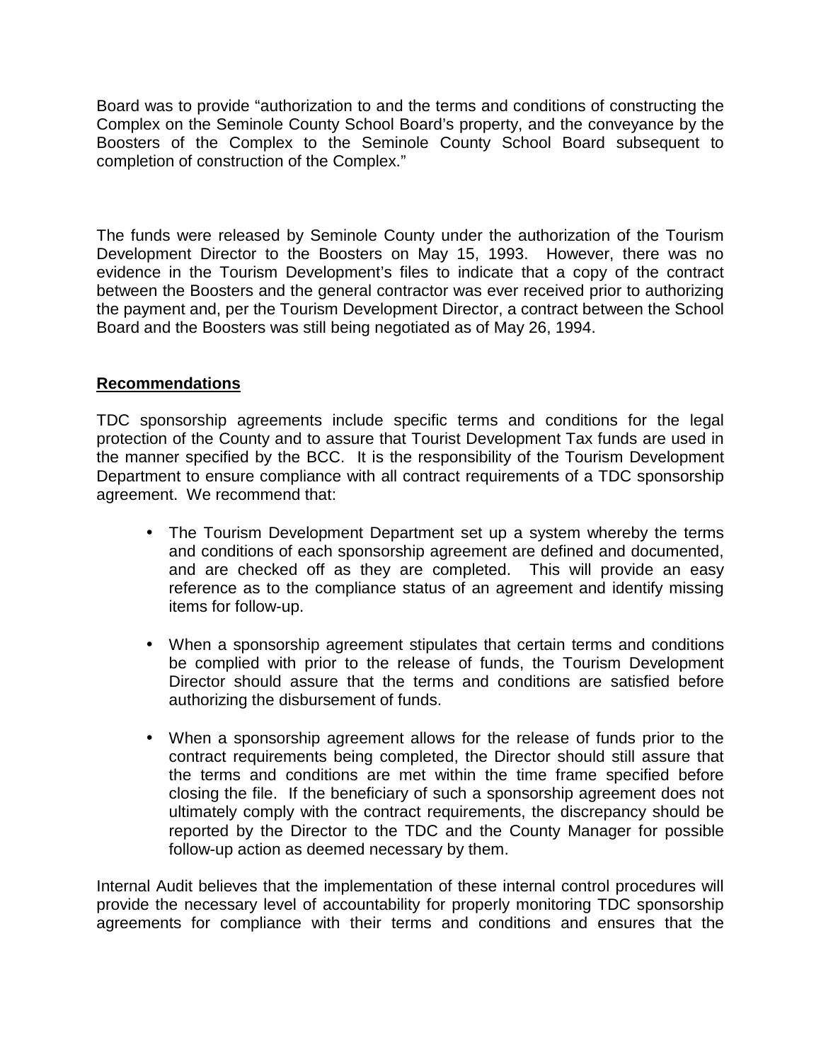Board was to provide "authorization to and the terms and conditions of constructing the Complex on the Seminole County School Board's property, and the conveyance by the Boosters of the Complex to the Seminole County School Board subsequent to completion of construction of the Complex."

The funds were released by Seminole County under the authorization of the Tourism Development Director to the Boosters on May 15, 1993. However, there was no evidence in the Tourism Development's files to indicate that a copy of the contract between the Boosters and the general contractor was ever received prior to authorizing the payment and, per the Tourism Development Director, a contract between the School Board and the Boosters was still being negotiated as of May 26, 1994.

## Recommendations

TDC sponsorship agreements include specific terms and conditions for the legal protection of the County and to assure that Tourist Development Tax funds are used in the manner specified by the BCC. It is the responsibility of the Tourism Development Department to ensure compliance with all contract requirements of a TDC sponsorship agreement. We recommend that:

- The Tourism Development Department set up a system whereby the terms and conditions of each sponsorship agreement are defined and documented, and are checked off as they are completed. This will provide an easy reference as to the compliance status of an agreement and identify missing items for follow-up.
- When a sponsorship agreement stipulates that certain terms and conditions be complied with prior to the release of funds, the Tourism Development Director should assure that the terms and conditions are satisfied before authorizing the disbursement of funds.
- When a sponsorship agreement allows for the release of funds prior to the contract requirements being completed, the Director should still assure that the terms and conditions are met within the time frame specified before closing the file. If the beneficiary of such a sponsorship agreement does not ultimately comply with the contract requirements, the discrepancy should be reported by the Director to the TDC and the County Manager for possible follow-up action as deemed necessary by them.

Internal Audit believes that the implementation of these internal control procedures will provide the necessary level of accountability for properly monitoring TDC sponsorship agreements for compliance with their terms and conditions and ensures that the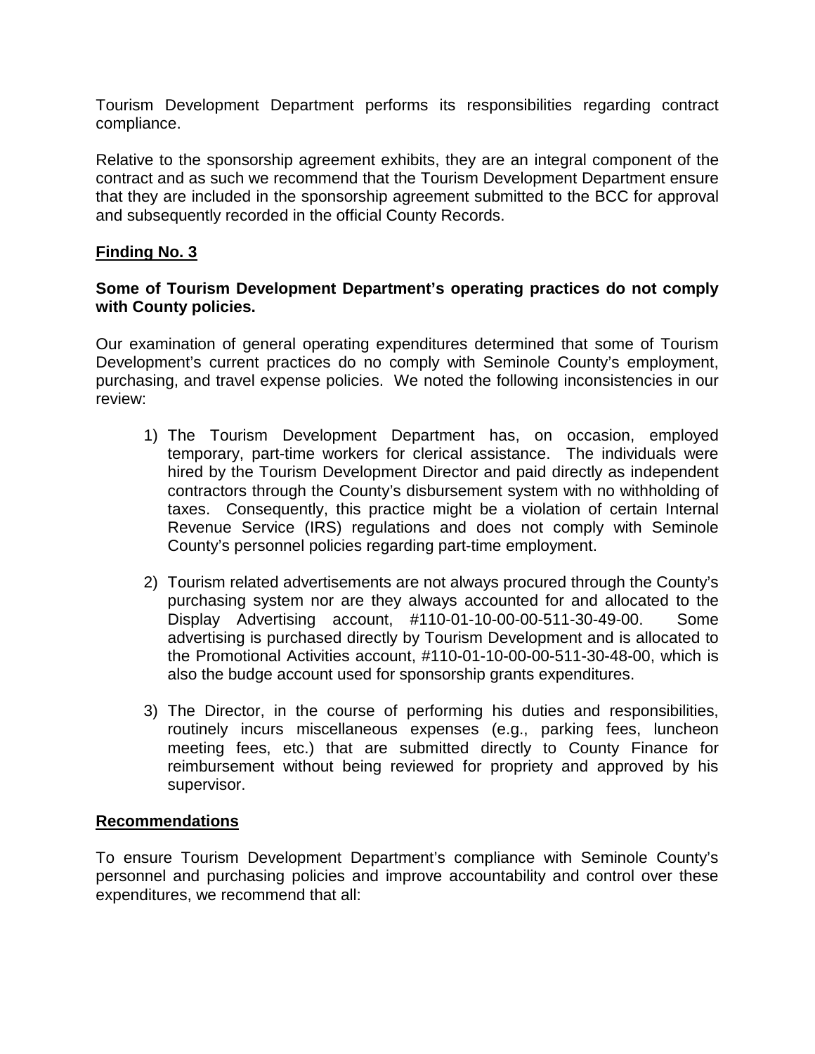Tourism Development Department performs its responsibilities regarding contract compliance.

Relative to the sponsorship agreement exhibits, they are an integral component of the contract and as such we recommend that the Tourism Development Department ensure that they are included in the sponsorship agreement submitted to the BCC for approval and subsequently recorded in the official County Records.

## Finding No. 3

**Some of Tourism Development Department's operating practices do not comply with County policies.**

Our examination of general operating expenditures determined that some of Tourism Development's current practices do no comply with Seminole County's employment, purchasing, and travel expense policies. We noted the following inconsistencies in our review:

1) The Tourism Development Department has, on occasion, employed temporary, part-time workers for clerical assistance. The individuals were hired by the Tourism Development Director and paid directly as independent contractors through the County's disbursement system with no withholding of taxes. Consequently, this practice might be a violation of certain Internal Revenue Service (IRS) regulations and does not comply with Seminole County's personnel policies regarding part-time employment.

2) Tourism related advertisements are not always procured through the County's purchasing system nor are they always accounted for and allocated to the Display Advertising account, #110-01-10-00-00-511-30-49-00. Some advertising is purchased directly by Tourism Development and is allocated to the Promotional Activities account, #110-01-10-00-00-511-30-48-00, which is also the budge account used for sponsorship grants expenditures.

3) The Director, in the course of performing his duties and responsibilities, routinely incurs miscellaneous expenses (e.g., parking fees, luncheon meeting fees, etc.) that are submitted directly to County Finance for reimbursement without being reviewed for propriety and approved by his supervisor.

## Recommendations

To ensure Tourism Development Department's compliance with Seminole County's personnel and purchasing policies and improve accountability and control over these expenditures, we recommend that all: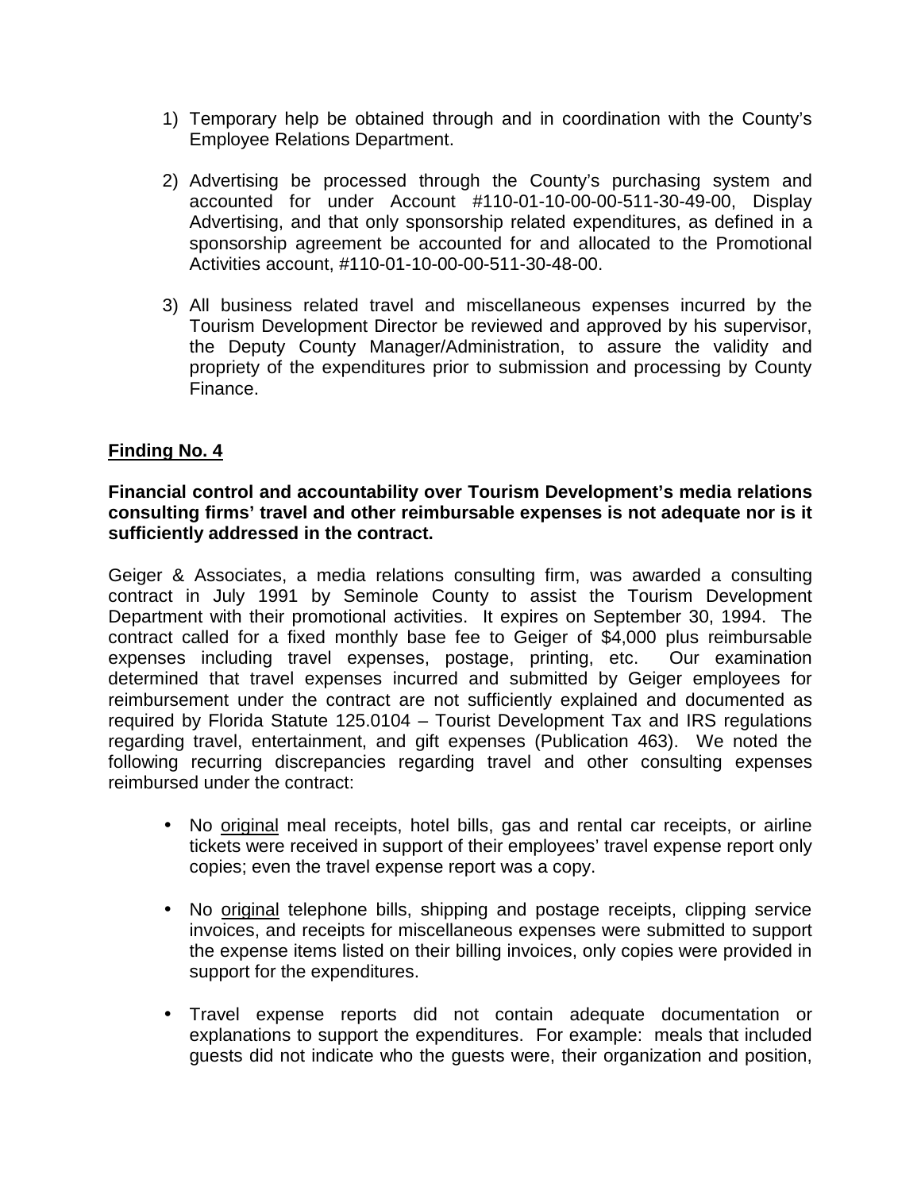1) Temporary help be obtained through and in coordination with the County's Employee Relations Department.

2) Advertising be processed through the County's purchasing system and accounted for under Account #110-01-10-00-00-511-30-49-00, Display Advertising, and that only sponsorship related expenditures, as defined in a sponsorship agreement be accounted for and allocated to the Promotional Activities account, #110-01-10-00-00-511-30-48-00.

3) All business related travel and miscellaneous expenses incurred by the Tourism Development Director be reviewed and approved by his supervisor, the Deputy County Manager/Administration, to assure the validity and propriety of the expenditures prior to submission and processing by County Finance.

## Finding No. 4

**Financial control and accountability over Tourism Development's media relations consulting firms' travel and other reimbursable expenses is not adequate nor is it sufficiently addressed in the contract.**

Geiger & Associates, a media relations consulting firm, was awarded a consulting contract in July 1991 by Seminole County to assist the Tourism Development Department with their promotional activities. It expires on September 30, 1994. The contract called for a fixed monthly base fee to Geiger of $4,000 plus reimbursable expenses including travel expenses, postage, printing, etc. Our examination determined that travel expenses incurred and submitted by Geiger employees for reimbursement under the contract are not sufficiently explained and documented as required by Florida Statute 125.0104 – Tourist Development Tax and IRS regulations regarding travel, entertainment, and gift expenses (Publication 463). We noted the following recurring discrepancies regarding travel and other consulting expenses reimbursed under the contract:

- No original meal receipts, hotel bills, gas and rental car receipts, or airline tickets were received in support of their employees' travel expense report only copies; even the travel expense report was a copy.

- No original telephone bills, shipping and postage receipts, clipping service invoices, and receipts for miscellaneous expenses were submitted to support the expense items listed on their billing invoices, only copies were provided in support for the expenditures.

- Travel expense reports did not contain adequate documentation or explanations to support the expenditures. For example: meals that included guests did not indicate who the guests were, their organization and position,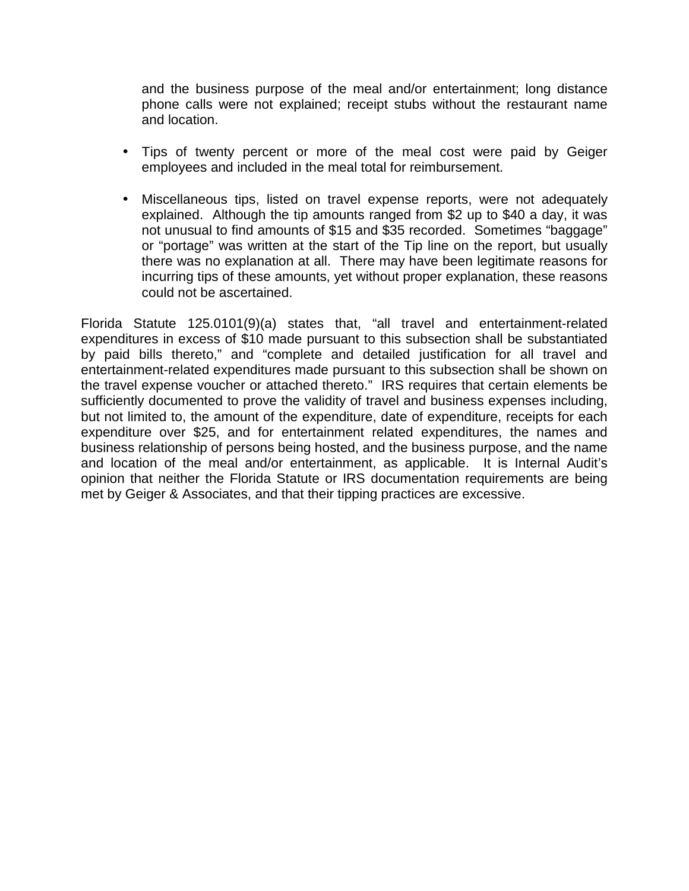and the business purpose of the meal and/or entertainment; long distance phone calls were not explained; receipt stubs without the restaurant name and location.

- Tips of twenty percent or more of the meal cost were paid by Geiger employees and included in the meal total for reimbursement.

- Miscellaneous tips, listed on travel expense reports, were not adequately explained. Although the tip amounts ranged from $2 up to $40 a day, it was not unusual to find amounts of $15 and $35 recorded. Sometimes "baggage" or "portage" was written at the start of the Tip line on the report, but usually there was no explanation at all. There may have been legitimate reasons for incurring tips of these amounts, yet without proper explanation, these reasons could not be ascertained.

Florida Statute 125.0101(9)(a) states that, "all travel and entertainment-related expenditures in excess of $10 made pursuant to this subsection shall be substantiated by paid bills thereto," and "complete and detailed justification for all travel and entertainment-related expenditures made pursuant to this subsection shall be shown on the travel expense voucher or attached thereto." IRS requires that certain elements be sufficiently documented to prove the validity of travel and business expenses including, but not limited to, the amount of the expenditure, date of expenditure, receipts for each expenditure over $25, and for entertainment related expenditures, the names and business relationship of persons being hosted, and the business purpose, and the name and location of the meal and/or entertainment, as applicable. It is Internal Audit's opinion that neither the Florida Statute or IRS documentation requirements are being met by Geiger & Associates, and that their tipping practices are excessive.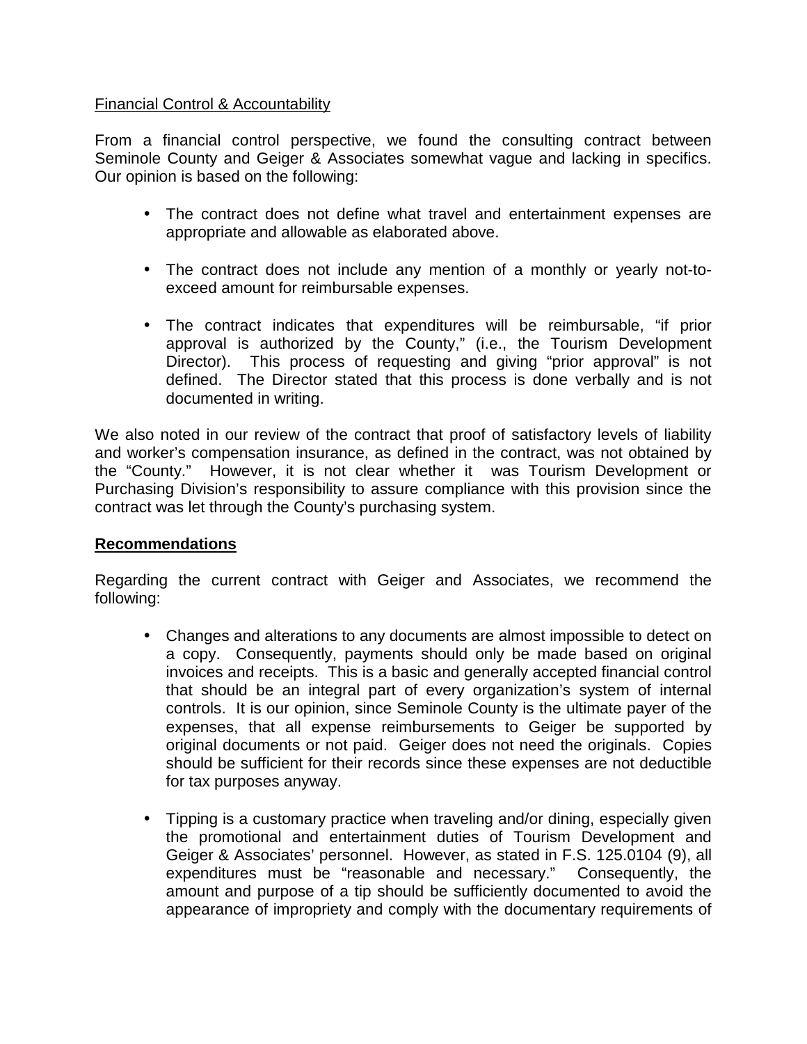Financial Control & Accountability

From a financial control perspective, we found the consulting contract between Seminole County and Geiger & Associates somewhat vague and lacking in specifics. Our opinion is based on the following:

- The contract does not define what travel and entertainment expenses are appropriate and allowable as elaborated above.
- The contract does not include any mention of a monthly or yearly not-to-exceed amount for reimbursable expenses.
- The contract indicates that expenditures will be reimbursable, "if prior approval is authorized by the County," (i.e., the Tourism Development Director). This process of requesting and giving "prior approval" is not defined. The Director stated that this process is done verbally and is not documented in writing.

We also noted in our review of the contract that proof of satisfactory levels of liability and worker's compensation insurance, as defined in the contract, was not obtained by the "County." However, it is not clear whether it was Tourism Development or Purchasing Division's responsibility to assure compliance with this provision since the contract was let through the County's purchasing system.

**Recommendations**

Regarding the current contract with Geiger and Associates, we recommend the following:

- Changes and alterations to any documents are almost impossible to detect on a copy. Consequently, payments should only be made based on original invoices and receipts. This is a basic and generally accepted financial control that should be an integral part of every organization's system of internal controls. It is our opinion, since Seminole County is the ultimate payer of the expenses, that all expense reimbursements to Geiger be supported by original documents or not paid. Geiger does not need the originals. Copies should be sufficient for their records since these expenses are not deductible for tax purposes anyway.
- Tipping is a customary practice when traveling and/or dining, especially given the promotional and entertainment duties of Tourism Development and Geiger & Associates' personnel. However, as stated in F.S. 125.0104 (9), all expenditures must be "reasonable and necessary." Consequently, the amount and purpose of a tip should be sufficiently documented to avoid the appearance of impropriety and comply with the documentary requirements of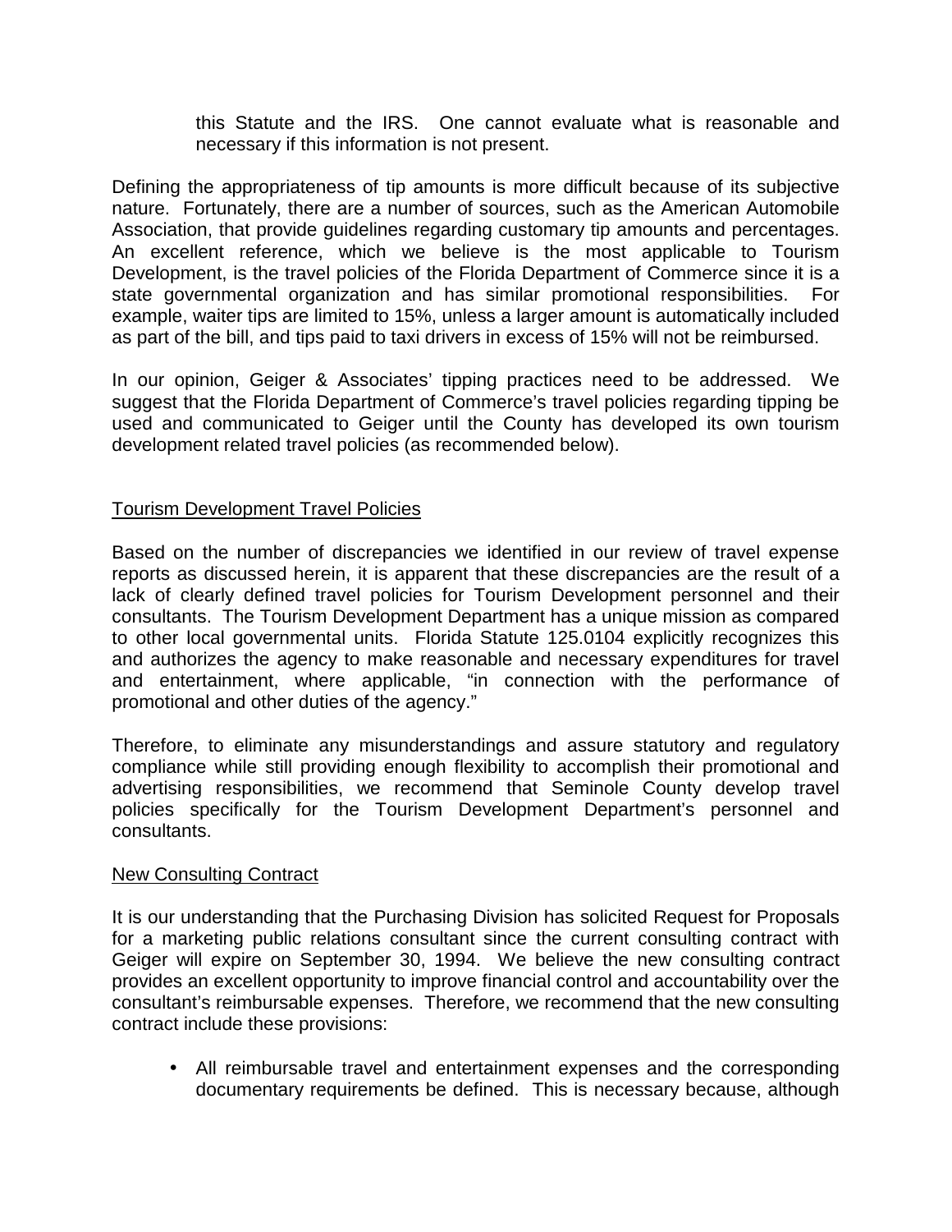this Statute and the IRS. One cannot evaluate what is reasonable and necessary if this information is not present.

Defining the appropriateness of tip amounts is more difficult because of its subjective nature. Fortunately, there are a number of sources, such as the American Automobile Association, that provide guidelines regarding customary tip amounts and percentages. An excellent reference, which we believe is the most applicable to Tourism Development, is the travel policies of the Florida Department of Commerce since it is a state governmental organization and has similar promotional responsibilities. For example, waiter tips are limited to 15%, unless a larger amount is automatically included as part of the bill, and tips paid to taxi drivers in excess of 15% will not be reimbursed.

In our opinion, Geiger & Associates' tipping practices need to be addressed. We suggest that the Florida Department of Commerce's travel policies regarding tipping be used and communicated to Geiger until the County has developed its own tourism development related travel policies (as recommended below).

<u>Tourism Development Travel Policies</u>

Based on the number of discrepancies we identified in our review of travel expense reports as discussed herein, it is apparent that these discrepancies are the result of a lack of clearly defined travel policies for Tourism Development personnel and their consultants. The Tourism Development Department has a unique mission as compared to other local governmental units. Florida Statute 125.0104 explicitly recognizes this and authorizes the agency to make reasonable and necessary expenditures for travel and entertainment, where applicable, "in connection with the performance of promotional and other duties of the agency."

Therefore, to eliminate any misunderstandings and assure statutory and regulatory compliance while still providing enough flexibility to accomplish their promotional and advertising responsibilities, we recommend that Seminole County develop travel policies specifically for the Tourism Development Department's personnel and consultants.

<u>New Consulting Contract</u>

It is our understanding that the Purchasing Division has solicited Request for Proposals for a marketing public relations consultant since the current consulting contract with Geiger will expire on September 30, 1994. We believe the new consulting contract provides an excellent opportunity to improve financial control and accountability over the consultant's reimbursable expenses. Therefore, we recommend that the new consulting contract include these provisions:

- All reimbursable travel and entertainment expenses and the corresponding documentary requirements be defined. This is necessary because, although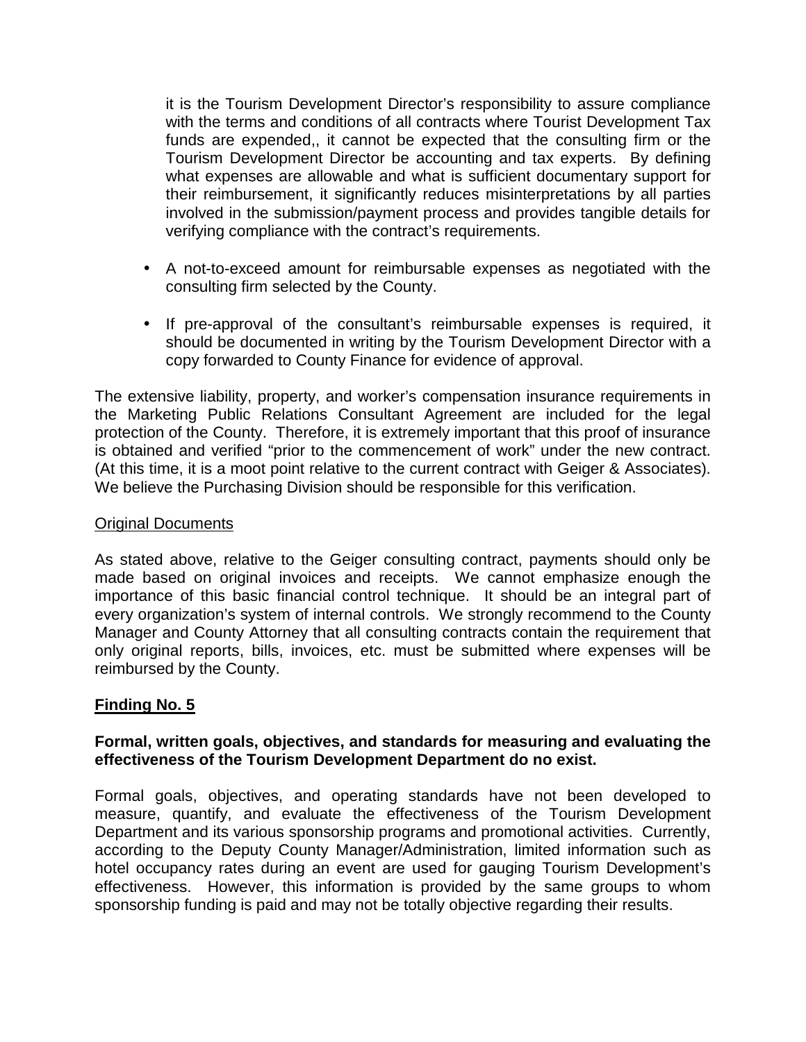it is the Tourism Development Director's responsibility to assure compliance with the terms and conditions of all contracts where Tourist Development Tax funds are expended,, it cannot be expected that the consulting firm or the Tourism Development Director be accounting and tax experts. By defining what expenses are allowable and what is sufficient documentary support for their reimbursement, it significantly reduces misinterpretations by all parties involved in the submission/payment process and provides tangible details for verifying compliance with the contract's requirements.

- A not-to-exceed amount for reimbursable expenses as negotiated with the consulting firm selected by the County.
- If pre-approval of the consultant's reimbursable expenses is required, it should be documented in writing by the Tourism Development Director with a copy forwarded to County Finance for evidence of approval.

The extensive liability, property, and worker's compensation insurance requirements in the Marketing Public Relations Consultant Agreement are included for the legal protection of the County. Therefore, it is extremely important that this proof of insurance is obtained and verified "prior to the commencement of work" under the new contract. (At this time, it is a moot point relative to the current contract with Geiger & Associates). We believe the Purchasing Division should be responsible for this verification.

Original Documents

As stated above, relative to the Geiger consulting contract, payments should only be made based on original invoices and receipts. We cannot emphasize enough the importance of this basic financial control technique. It should be an integral part of every organization's system of internal controls. We strongly recommend to the County Manager and County Attorney that all consulting contracts contain the requirement that only original reports, bills, invoices, etc. must be submitted where expenses will be reimbursed by the County.

**Finding No. 5**

**Formal, written goals, objectives, and standards for measuring and evaluating the effectiveness of the Tourism Development Department do no exist.**

Formal goals, objectives, and operating standards have not been developed to measure, quantify, and evaluate the effectiveness of the Tourism Development Department and its various sponsorship programs and promotional activities. Currently, according to the Deputy County Manager/Administration, limited information such as hotel occupancy rates during an event are used for gauging Tourism Development's effectiveness. However, this information is provided by the same groups to whom sponsorship funding is paid and may not be totally objective regarding their results.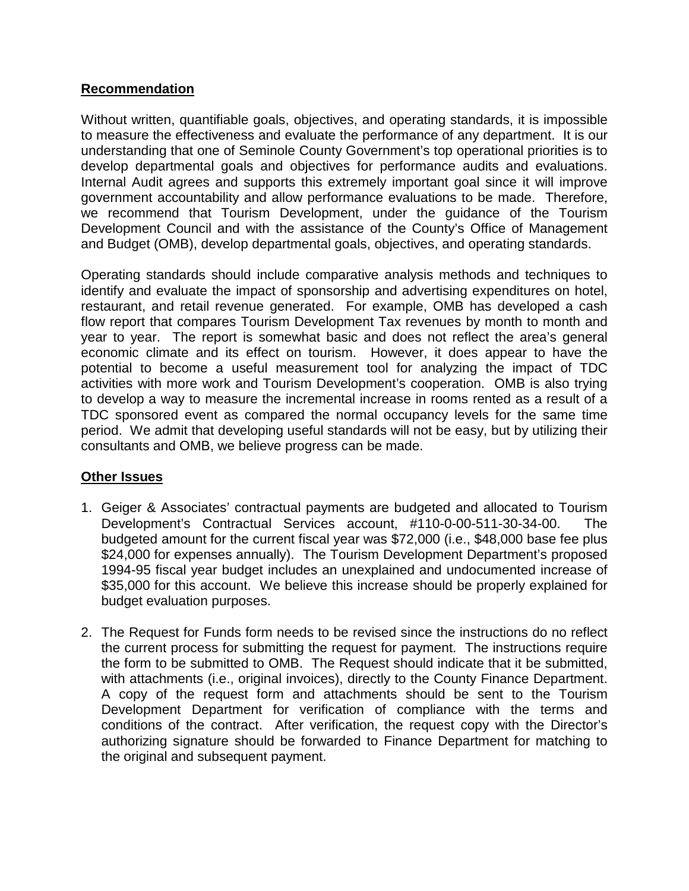**Recommendation**

Without written, quantifiable goals, objectives, and operating standards, it is impossible to measure the effectiveness and evaluate the performance of any department. It is our understanding that one of Seminole County Government's top operational priorities is to develop departmental goals and objectives for performance audits and evaluations. Internal Audit agrees and supports this extremely important goal since it will improve government accountability and allow performance evaluations to be made. Therefore, we recommend that Tourism Development, under the guidance of the Tourism Development Council and with the assistance of the County's Office of Management and Budget (OMB), develop departmental goals, objectives, and operating standards.

Operating standards should include comparative analysis methods and techniques to identify and evaluate the impact of sponsorship and advertising expenditures on hotel, restaurant, and retail revenue generated. For example, OMB has developed a cash flow report that compares Tourism Development Tax revenues by month to month and year to year. The report is somewhat basic and does not reflect the area's general economic climate and its effect on tourism. However, it does appear to have the potential to become a useful measurement tool for analyzing the impact of TDC activities with more work and Tourism Development's cooperation. OMB is also trying to develop a way to measure the incremental increase in rooms rented as a result of a TDC sponsored event as compared the normal occupancy levels for the same time period. We admit that developing useful standards will not be easy, but by utilizing their consultants and OMB, we believe progress can be made.

**Other Issues**

1. Geiger & Associates' contractual payments are budgeted and allocated to Tourism Development's Contractual Services account, #110-0-00-511-30-34-00. The budgeted amount for the current fiscal year was $72,000 (i.e., $48,000 base fee plus $24,000 for expenses annually). The Tourism Development Department's proposed 1994-95 fiscal year budget includes an unexplained and undocumented increase of $35,000 for this account. We believe this increase should be properly explained for budget evaluation purposes.

2. The Request for Funds form needs to be revised since the instructions do no reflect the current process for submitting the request for payment. The instructions require the form to be submitted to OMB. The Request should indicate that it be submitted, with attachments (i.e., original invoices), directly to the County Finance Department. A copy of the request form and attachments should be sent to the Tourism Development Department for verification of compliance with the terms and conditions of the contract. After verification, the request copy with the Director's authorizing signature should be forwarded to Finance Department for matching to the original and subsequent payment.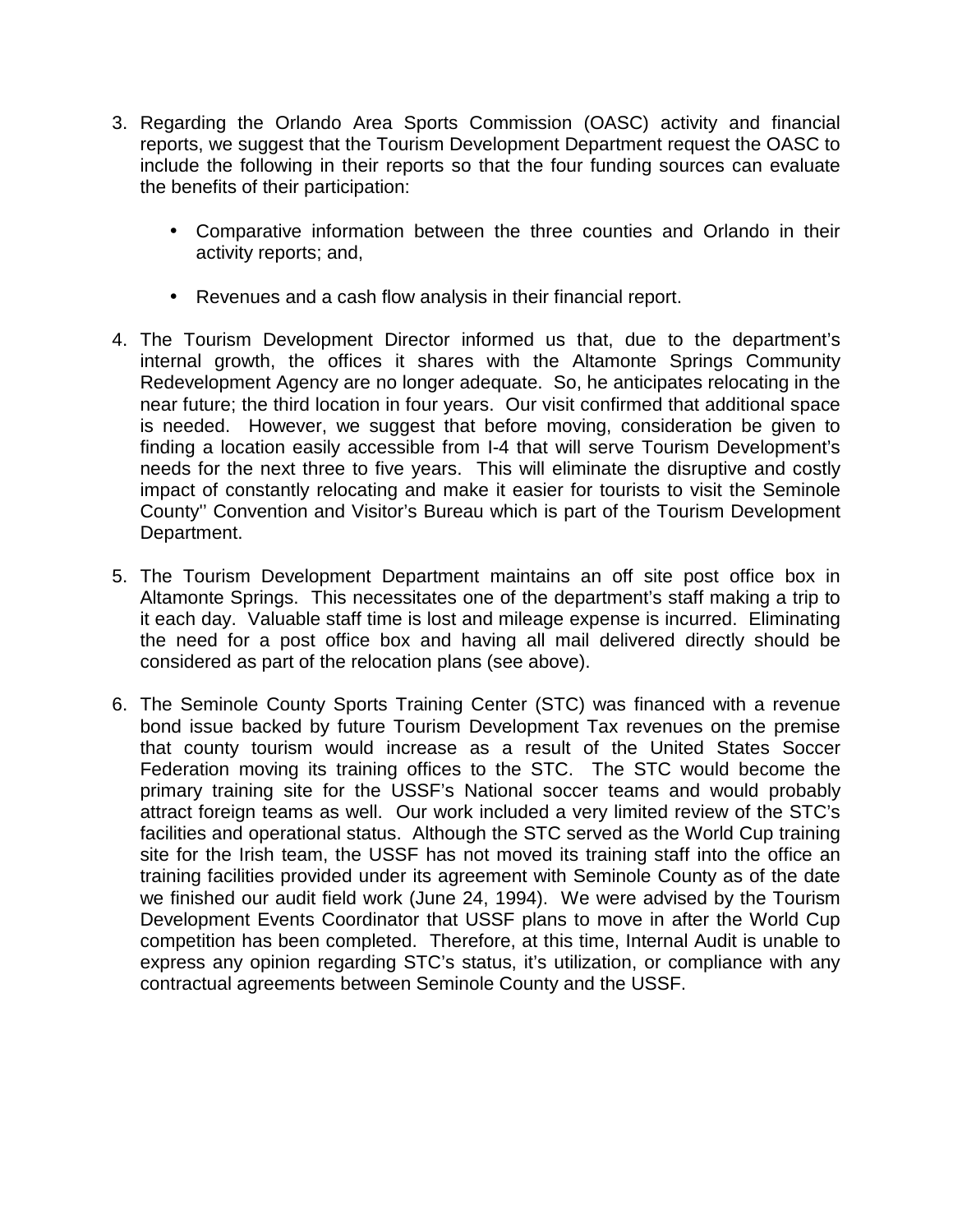3. Regarding the Orlando Area Sports Commission (OASC) activity and financial reports, we suggest that the Tourism Development Department request the OASC to include the following in their reports so that the four funding sources can evaluate the benefits of their participation:

   - Comparative information between the three counties and Orlando in their activity reports; and,

   - Revenues and a cash flow analysis in their financial report.

4. The Tourism Development Director informed us that, due to the department's internal growth, the offices it shares with the Altamonte Springs Community Redevelopment Agency are no longer adequate. So, he anticipates relocating in the near future; the third location in four years. Our visit confirmed that additional space is needed. However, we suggest that before moving, consideration be given to finding a location easily accessible from I-4 that will serve Tourism Development's needs for the next three to five years. This will eliminate the disruptive and costly impact of constantly relocating and make it easier for tourists to visit the Seminole County'' Convention and Visitor's Bureau which is part of the Tourism Development Department.

5. The Tourism Development Department maintains an off site post office box in Altamonte Springs. This necessitates one of the department's staff making a trip to it each day. Valuable staff time is lost and mileage expense is incurred. Eliminating the need for a post office box and having all mail delivered directly should be considered as part of the relocation plans (see above).

6. The Seminole County Sports Training Center (STC) was financed with a revenue bond issue backed by future Tourism Development Tax revenues on the premise that county tourism would increase as a result of the United States Soccer Federation moving its training offices to the STC. The STC would become the primary training site for the USSF's National soccer teams and would probably attract foreign teams as well. Our work included a very limited review of the STC's facilities and operational status. Although the STC served as the World Cup training site for the Irish team, the USSF has not moved its training staff into the office an training facilities provided under its agreement with Seminole County as of the date we finished our audit field work (June 24, 1994). We were advised by the Tourism Development Events Coordinator that USSF plans to move in after the World Cup competition has been completed. Therefore, at this time, Internal Audit is unable to express any opinion regarding STC's status, it's utilization, or compliance with any contractual agreements between Seminole County and the USSF.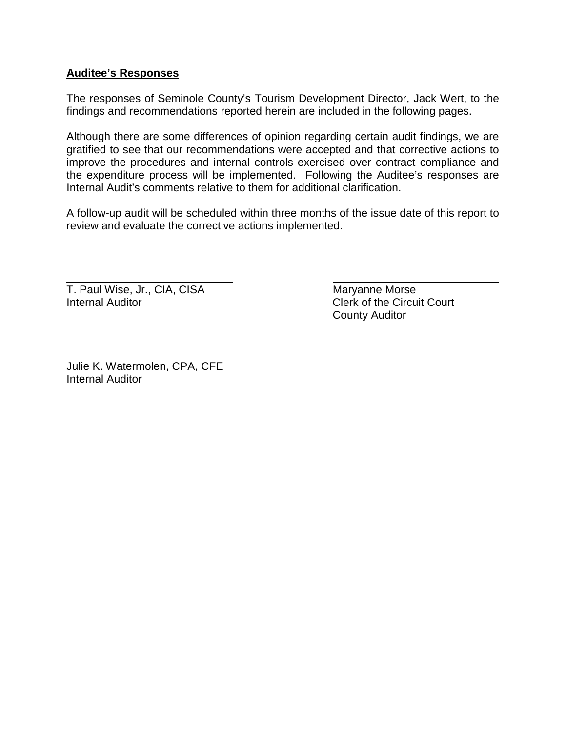**Auditee's Responses**

The responses of Seminole County's Tourism Development Director, Jack Wert, to the findings and recommendations reported herein are included in the following pages.

Although there are some differences of opinion regarding certain audit findings, we are gratified to see that our recommendations were accepted and that corrective actions to improve the procedures and internal controls exercised over contract compliance and the expenditure process will be implemented. Following the Auditee's responses are Internal Audit's comments relative to them for additional clarification.

A follow-up audit will be scheduled within three months of the issue date of this report to review and evaluate the corrective actions implemented.

T. Paul Wise, Jr., CIA, CISA
Internal Auditor

Maryanne Morse
Clerk of the Circuit Court
County Auditor

Julie K. Watermolen, CPA, CFE
Internal Auditor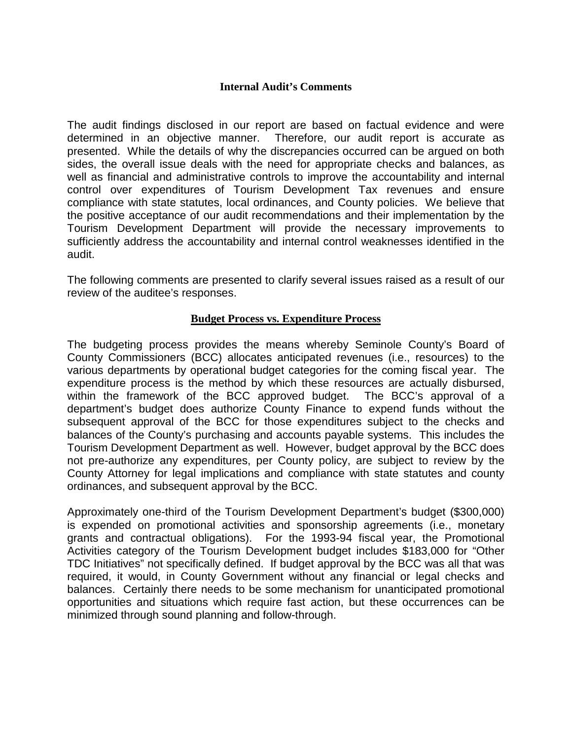## Internal Audit's Comments

The audit findings disclosed in our report are based on factual evidence and were determined in an objective manner. Therefore, our audit report is accurate as presented. While the details of why the discrepancies occurred can be argued on both sides, the overall issue deals with the need for appropriate checks and balances, as well as financial and administrative controls to improve the accountability and internal control over expenditures of Tourism Development Tax revenues and ensure compliance with state statutes, local ordinances, and County policies. We believe that the positive acceptance of our audit recommendations and their implementation by the Tourism Development Department will provide the necessary improvements to sufficiently address the accountability and internal control weaknesses identified in the audit.

The following comments are presented to clarify several issues raised as a result of our review of the auditee's responses.

### Budget Process vs. Expenditure Process

The budgeting process provides the means whereby Seminole County's Board of County Commissioners (BCC) allocates anticipated revenues (i.e., resources) to the various departments by operational budget categories for the coming fiscal year. The expenditure process is the method by which these resources are actually disbursed, within the framework of the BCC approved budget. The BCC's approval of a department's budget does authorize County Finance to expend funds without the subsequent approval of the BCC for those expenditures subject to the checks and balances of the County's purchasing and accounts payable systems. This includes the Tourism Development Department as well. However, budget approval by the BCC does not pre-authorize any expenditures, per County policy, are subject to review by the County Attorney for legal implications and compliance with state statutes and county ordinances, and subsequent approval by the BCC.

Approximately one-third of the Tourism Development Department's budget ($300,000) is expended on promotional activities and sponsorship agreements (i.e., monetary grants and contractual obligations). For the 1993-94 fiscal year, the Promotional Activities category of the Tourism Development budget includes $183,000 for "Other TDC Initiatives" not specifically defined. If budget approval by the BCC was all that was required, it would, in County Government without any financial or legal checks and balances. Certainly there needs to be some mechanism for unanticipated promotional opportunities and situations which require fast action, but these occurrences can be minimized through sound planning and follow-through.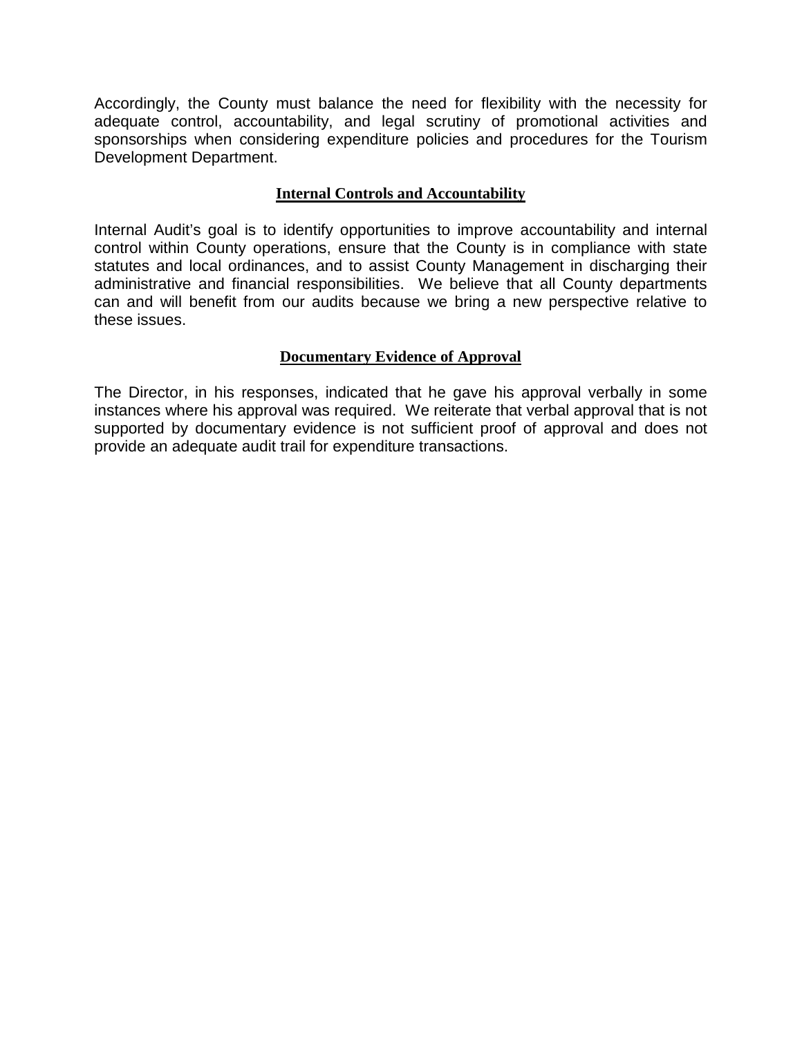Accordingly, the County must balance the need for flexibility with the necessity for adequate control, accountability, and legal scrutiny of promotional activities and sponsorships when considering expenditure policies and procedures for the Tourism Development Department.

## Internal Controls and Accountability

Internal Audit's goal is to identify opportunities to improve accountability and internal control within County operations, ensure that the County is in compliance with state statutes and local ordinances, and to assist County Management in discharging their administrative and financial responsibilities. We believe that all County departments can and will benefit from our audits because we bring a new perspective relative to these issues.

## Documentary Evidence of Approval

The Director, in his responses, indicated that he gave his approval verbally in some instances where his approval was required. We reiterate that verbal approval that is not supported by documentary evidence is not sufficient proof of approval and does not provide an adequate audit trail for expenditure transactions.